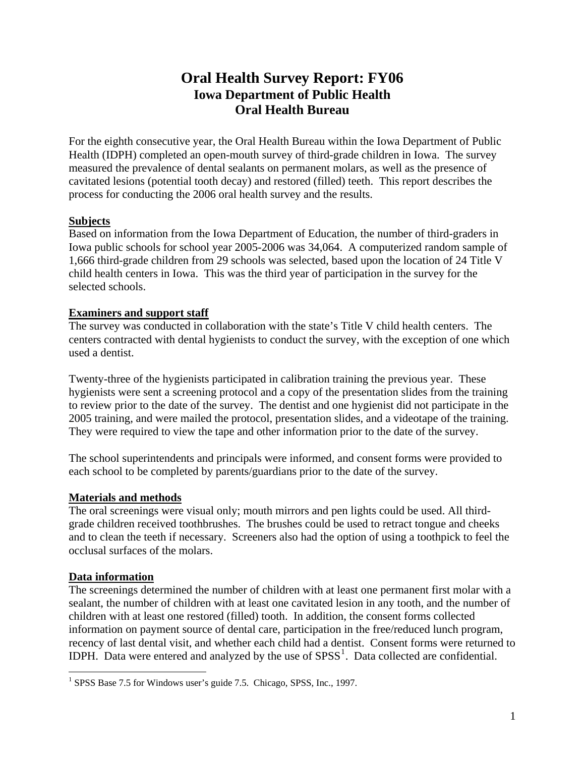# Oral Health Survey Report: FY06
## Iowa Department of Public Health
## Oral Health Bureau

For the eighth consecutive year, the Oral Health Bureau within the Iowa Department of Public Health (IDPH) completed an open-mouth survey of third-grade children in Iowa. The survey measured the prevalence of dental sealants on permanent molars, as well as the presence of cavitated lesions (potential tooth decay) and restored (filled) teeth. This report describes the process for conducting the 2006 oral health survey and the results.

**Subjects**

Based on information from the Iowa Department of Education, the number of third-graders in Iowa public schools for school year 2005-2006 was 34,064. A computerized random sample of 1,666 third-grade children from 29 schools was selected, based upon the location of 24 Title V child health centers in Iowa. This was the third year of participation in the survey for the selected schools.

**Examiners and support staff**

The survey was conducted in collaboration with the state's Title V child health centers. The centers contracted with dental hygienists to conduct the survey, with the exception of one which used a dentist.

Twenty-three of the hygienists participated in calibration training the previous year. These hygienists were sent a screening protocol and a copy of the presentation slides from the training to review prior to the date of the survey. The dentist and one hygienist did not participate in the 2005 training, and were mailed the protocol, presentation slides, and a videotape of the training. They were required to view the tape and other information prior to the date of the survey.

The school superintendents and principals were informed, and consent forms were provided to each school to be completed by parents/guardians prior to the date of the survey.

**Materials and methods**

The oral screenings were visual only; mouth mirrors and pen lights could be used. All third-grade children received toothbrushes. The brushes could be used to retract tongue and cheeks and to clean the teeth if necessary. Screeners also had the option of using a toothpick to feel the occlusal surfaces of the molars.

**Data information**

The screenings determined the number of children with at least one permanent first molar with a sealant, the number of children with at least one cavitated lesion in any tooth, and the number of children with at least one restored (filled) tooth. In addition, the consent forms collected information on payment source of dental care, participation in the free/reduced lunch program, recency of last dental visit, and whether each child had a dentist. Consent forms were returned to IDPH. Data were entered and analyzed by the use of SPSS[1]. Data collected are confidential.

[1] SPSS Base 7.5 for Windows user's guide 7.5. Chicago, SPSS, Inc., 1997.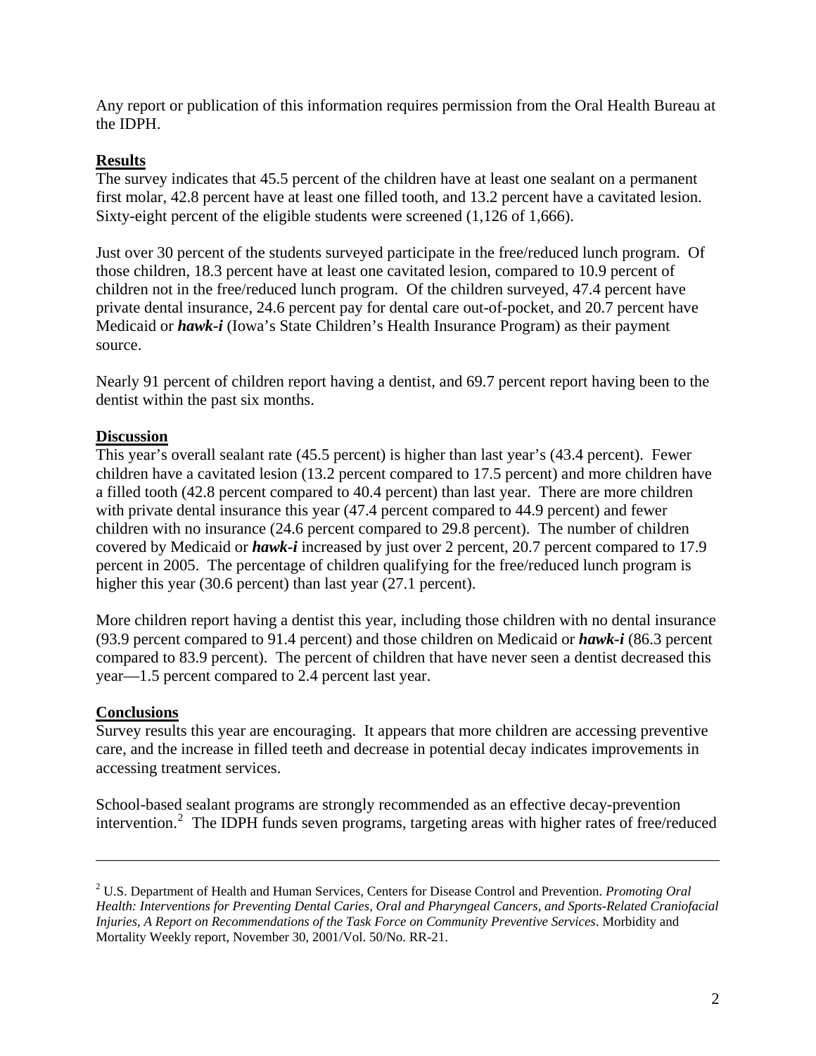Any report or publication of this information requires permission from the Oral Health Bureau at the IDPH.

## Results

The survey indicates that 45.5 percent of the children have at least one sealant on a permanent first molar, 42.8 percent have at least one filled tooth, and 13.2 percent have a cavitated lesion. Sixty-eight percent of the eligible students were screened (1,126 of 1,666).

Just over 30 percent of the students surveyed participate in the free/reduced lunch program. Of those children, 18.3 percent have at least one cavitated lesion, compared to 10.9 percent of children not in the free/reduced lunch program. Of the children surveyed, 47.4 percent have private dental insurance, 24.6 percent pay for dental care out-of-pocket, and 20.7 percent have Medicaid or ***hawk-i*** (Iowa's State Children's Health Insurance Program) as their payment source.

Nearly 91 percent of children report having a dentist, and 69.7 percent report having been to the dentist within the past six months.

## Discussion

This year's overall sealant rate (45.5 percent) is higher than last year's (43.4 percent). Fewer children have a cavitated lesion (13.2 percent compared to 17.5 percent) and more children have a filled tooth (42.8 percent compared to 40.4 percent) than last year. There are more children with private dental insurance this year (47.4 percent compared to 44.9 percent) and fewer children with no insurance (24.6 percent compared to 29.8 percent). The number of children covered by Medicaid or ***hawk-i*** increased by just over 2 percent, 20.7 percent compared to 17.9 percent in 2005. The percentage of children qualifying for the free/reduced lunch program is higher this year (30.6 percent) than last year (27.1 percent).

More children report having a dentist this year, including those children with no dental insurance (93.9 percent compared to 91.4 percent) and those children on Medicaid or ***hawk-i*** (86.3 percent compared to 83.9 percent). The percent of children that have never seen a dentist decreased this year—1.5 percent compared to 2.4 percent last year.

## Conclusions

Survey results this year are encouraging. It appears that more children are accessing preventive care, and the increase in filled teeth and decrease in potential decay indicates improvements in accessing treatment services.

School-based sealant programs are strongly recommended as an effective decay-prevention intervention.[2] The IDPH funds seven programs, targeting areas with higher rates of free/reduced

---

[2] U.S. Department of Health and Human Services, Centers for Disease Control and Prevention. *Promoting Oral Health: Interventions for Preventing Dental Caries, Oral and Pharyngeal Cancers, and Sports-Related Craniofacial Injuries, A Report on Recommendations of the Task Force on Community Preventive Services*. Morbidity and Mortality Weekly report, November 30, 2001/Vol. 50/No. RR-21.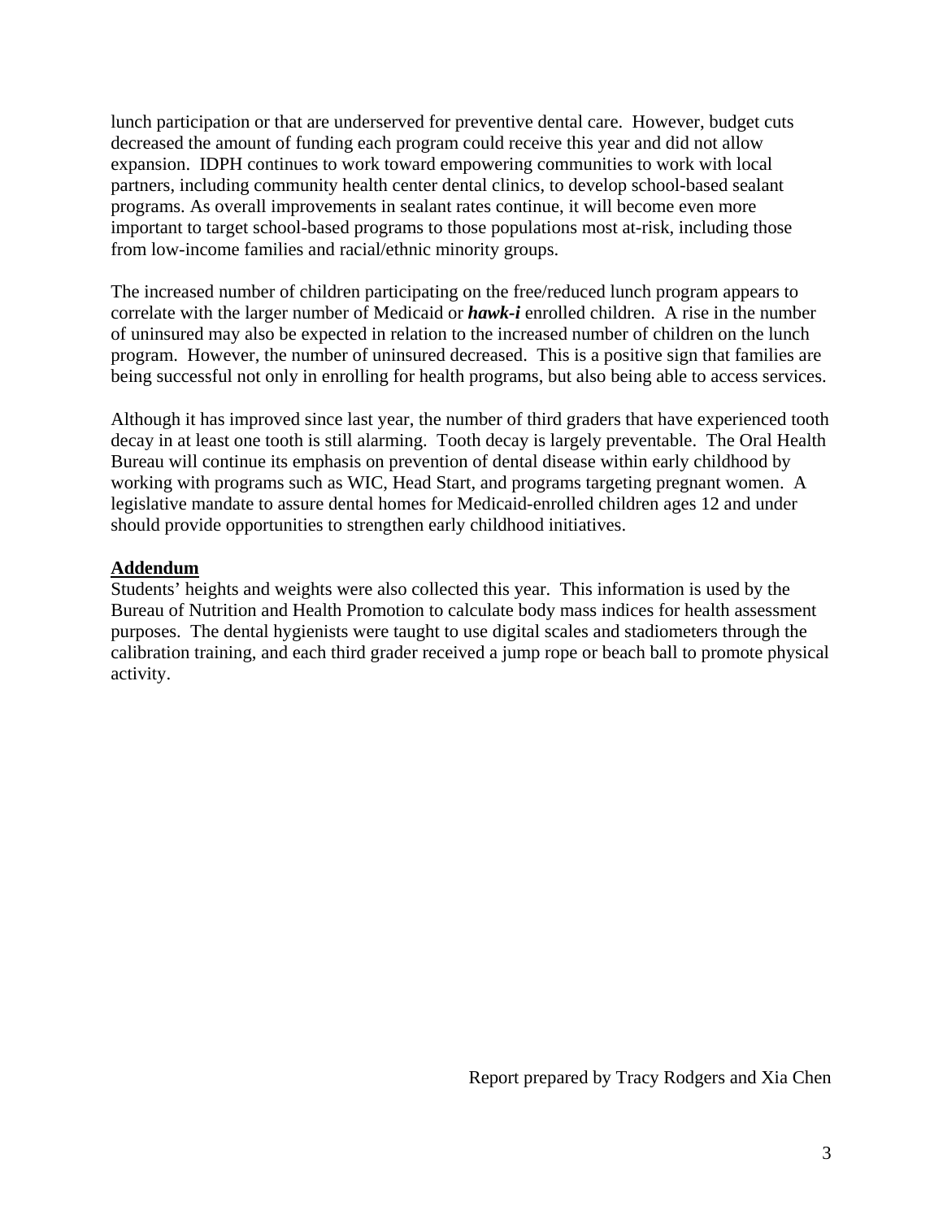lunch participation or that are underserved for preventive dental care. However, budget cuts decreased the amount of funding each program could receive this year and did not allow expansion. IDPH continues to work toward empowering communities to work with local partners, including community health center dental clinics, to develop school-based sealant programs. As overall improvements in sealant rates continue, it will become even more important to target school-based programs to those populations most at-risk, including those from low-income families and racial/ethnic minority groups.

The increased number of children participating on the free/reduced lunch program appears to correlate with the larger number of Medicaid or ***hawk-i*** enrolled children. A rise in the number of uninsured may also be expected in relation to the increased number of children on the lunch program. However, the number of uninsured decreased. This is a positive sign that families are being successful not only in enrolling for health programs, but also being able to access services.

Although it has improved since last year, the number of third graders that have experienced tooth decay in at least one tooth is still alarming. Tooth decay is largely preventable. The Oral Health Bureau will continue its emphasis on prevention of dental disease within early childhood by working with programs such as WIC, Head Start, and programs targeting pregnant women. A legislative mandate to assure dental homes for Medicaid-enrolled children ages 12 and under should provide opportunities to strengthen early childhood initiatives.

**Addendum**

Students' heights and weights were also collected this year. This information is used by the Bureau of Nutrition and Health Promotion to calculate body mass indices for health assessment purposes. The dental hygienists were taught to use digital scales and stadiometers through the calibration training, and each third grader received a jump rope or beach ball to promote physical activity.

Report prepared by Tracy Rodgers and Xia Chen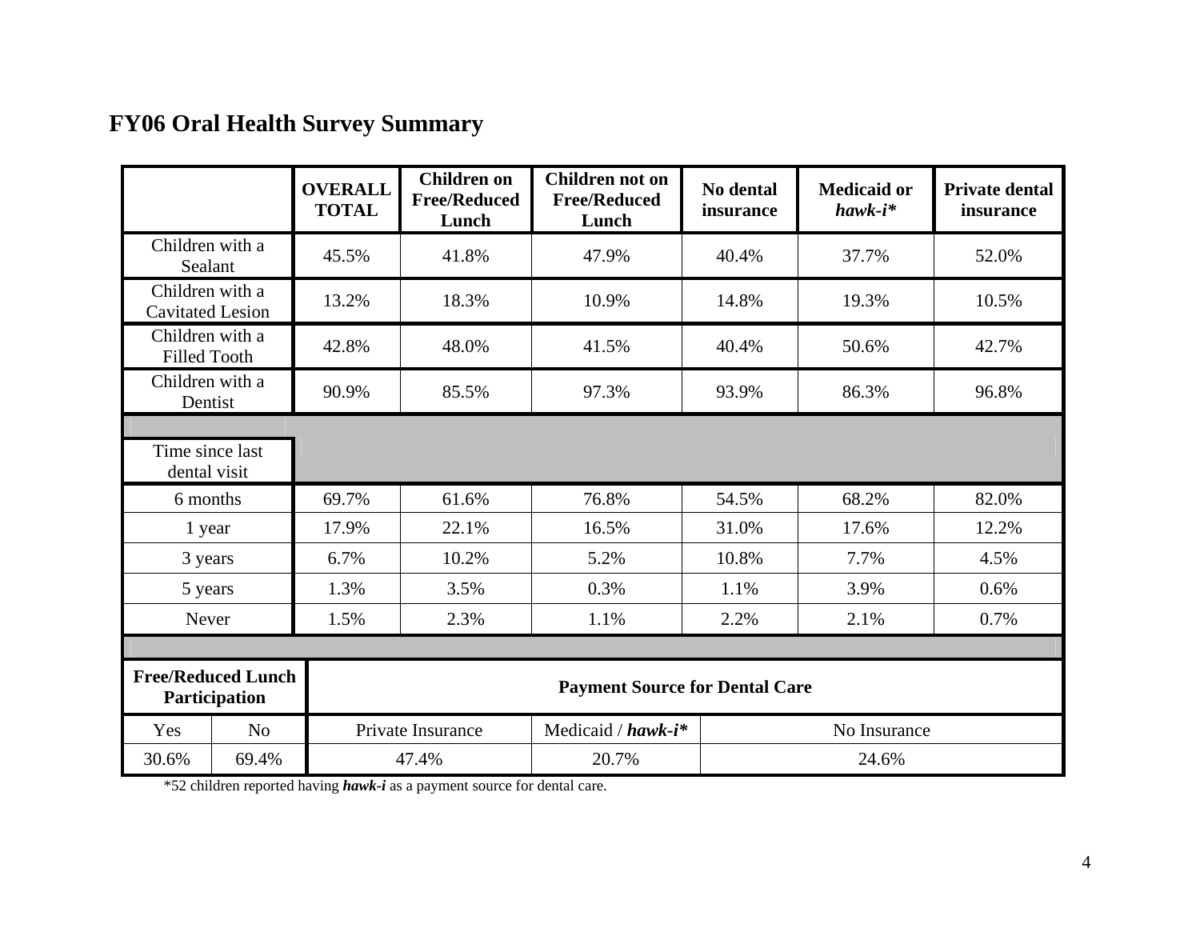## FY06 Oral Health Survey Summary

| | OVERALL TOTAL | Children on Free/Reduced Lunch | Children not on Free/Reduced Lunch | No dental insurance | Medicaid or *hawk-i** | Private dental insurance |
|---|---|---|---|---|---|---|
| Children with a Sealant | 45.5% | 41.8% | 47.9% | 40.4% | 37.7% | 52.0% |
| Children with a Cavitated Lesion | 13.2% | 18.3% | 10.9% | 14.8% | 19.3% | 10.5% |
| Children with a Filled Tooth | 42.8% | 48.0% | 41.5% | 40.4% | 50.6% | 42.7% |
| Children with a Dentist | 90.9% | 85.5% | 97.3% | 93.9% | 86.3% | 96.8% |
| Time since last dental visit | | | | | | |
| 6 months | 69.7% | 61.6% | 76.8% | 54.5% | 68.2% | 82.0% |
| 1 year | 17.9% | 22.1% | 16.5% | 31.0% | 17.6% | 12.2% |
| 3 years | 6.7% | 10.2% | 5.2% | 10.8% | 7.7% | 4.5% |
| 5 years | 1.3% | 3.5% | 0.3% | 1.1% | 3.9% | 0.6% |
| Never | 1.5% | 2.3% | 1.1% | 2.2% | 2.1% | 0.7% |

| **Free/Reduced Lunch Participation** | | **Payment Source for Dental Care** | | |
|---|---|---|---|---|
| Yes | No | Private Insurance | Medicaid / ***hawk-i**** | No Insurance |
| 30.6% | 69.4% | 47.4% | 20.7% | 24.6% |

*52 children reported having ***hawk-i*** as a payment source for dental care.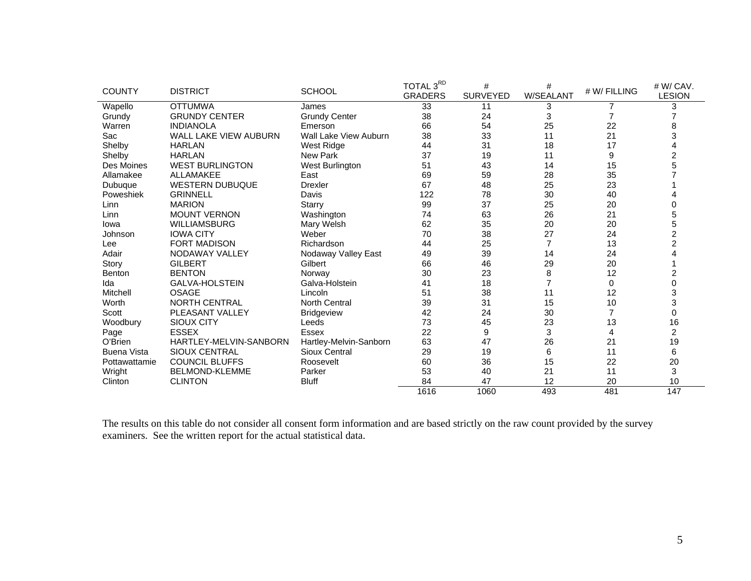| COUNTY | DISTRICT | SCHOOL | TOTAL 3RD GRADERS | # SURVEYED | # W/SEALANT | # W/ FILLING | # W/ CAV. LESION |
|---|---|---|---|---|---|---|---|
| Wapello | OTTUMWA | James | 33 | 11 | 3 | 7 | 3 |
| Grundy | GRUNDY CENTER | Grundy Center | 38 | 24 | 3 | 7 | 7 |
| Warren | INDIANOLA | Emerson | 66 | 54 | 25 | 22 | 8 |
| Sac | WALL LAKE VIEW AUBURN | Wall Lake View Auburn | 38 | 33 | 11 | 21 | 3 |
| Shelby | HARLAN | West Ridge | 44 | 31 | 18 | 17 | 4 |
| Shelby | HARLAN | New Park | 37 | 19 | 11 | 9 | 2 |
| Des Moines | WEST BURLINGTON | West Burlington | 51 | 43 | 14 | 15 | 5 |
| Allamakee | ALLAMAKEE | East | 69 | 59 | 28 | 35 | 7 |
| Dubuque | WESTERN DUBUQUE | Drexler | 67 | 48 | 25 | 23 | 1 |
| Poweshiek | GRINNELL | Davis | 122 | 78 | 30 | 40 | 4 |
| Linn | MARION | Starry | 99 | 37 | 25 | 20 | 0 |
| Linn | MOUNT VERNON | Washington | 74 | 63 | 26 | 21 | 5 |
| Iowa | WILLIAMSBURG | Mary Welsh | 62 | 35 | 20 | 20 | 5 |
| Johnson | IOWA CITY | Weber | 70 | 38 | 27 | 24 | 2 |
| Lee | FORT MADISON | Richardson | 44 | 25 | 7 | 13 | 2 |
| Adair | NODAWAY VALLEY | Nodaway Valley East | 49 | 39 | 14 | 24 | 4 |
| Story | GILBERT | Gilbert | 66 | 46 | 29 | 20 | 1 |
| Benton | BENTON | Norway | 30 | 23 | 8 | 12 | 2 |
| Ida | GALVA-HOLSTEIN | Galva-Holstein | 41 | 18 | 7 | 0 | 0 |
| Mitchell | OSAGE | Lincoln | 51 | 38 | 11 | 12 | 3 |
| Worth | NORTH CENTRAL | North Central | 39 | 31 | 15 | 10 | 3 |
| Scott | PLEASANT VALLEY | Bridgeview | 42 | 24 | 30 | 7 | 0 |
| Woodbury | SIOUX CITY | Leeds | 73 | 45 | 23 | 13 | 16 |
| Page | ESSEX | Essex | 22 | 9 | 3 | 4 | 2 |
| O'Brien | HARTLEY-MELVIN-SANBORN | Hartley-Melvin-Sanborn | 63 | 47 | 26 | 21 | 19 |
| Buena Vista | SIOUX CENTRAL | Sioux Central | 29 | 19 | 6 | 11 | 6 |
| Pottawattamie | COUNCIL BLUFFS | Roosevelt | 60 | 36 | 15 | 22 | 20 |
| Wright | BELMOND-KLEMME | Parker | 53 | 40 | 21 | 11 | 3 |
| Clinton | CLINTON | Bluff | 84 | 47 | 12 | 20 | 10 |
| | | | 1616 | 1060 | 493 | 481 | 147 |

The results on this table do not consider all consent form information and are based strictly on the raw count provided by the survey examiners. See the written report for the actual statistical data.